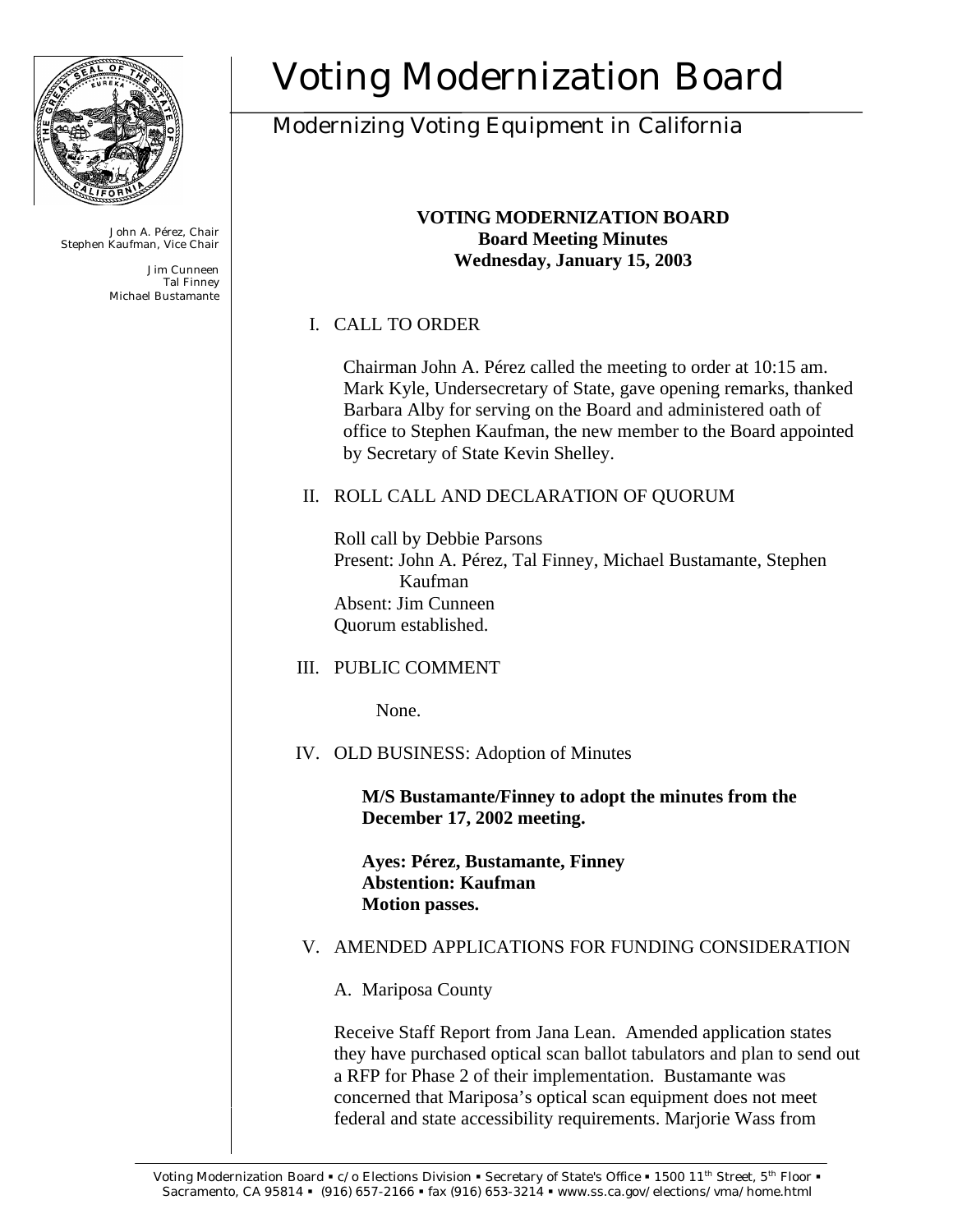# Voting Modernization Board

## Modernizing Voting Equipment in California

John A. Pérez, Chair
Stephen Kaufman, Vice Chair

Jim Cunneen
Tal Finney
Michael Bustamante

**VOTING MODERNIZATION BOARD**
**Board Meeting Minutes**
**Wednesday, January 15, 2003**

I. CALL TO ORDER

Chairman John A. Pérez called the meeting to order at 10:15 am. Mark Kyle, Undersecretary of State, gave opening remarks, thanked Barbara Alby for serving on the Board and administered oath of office to Stephen Kaufman, the new member to the Board appointed by Secretary of State Kevin Shelley.

II. ROLL CALL AND DECLARATION OF QUORUM

Roll call by Debbie Parsons
Present: John A. Pérez, Tal Finney, Michael Bustamante, Stephen Kaufman
Absent: Jim Cunneen
Quorum established.

III. PUBLIC COMMENT

None.

IV. OLD BUSINESS: Adoption of Minutes

**M/S Bustamante/Finney to adopt the minutes from the December 17, 2002 meeting.**

**Ayes: Pérez, Bustamante, Finney**
**Abstention: Kaufman**
**Motion passes.**

V. AMENDED APPLICATIONS FOR FUNDING CONSIDERATION

A. Mariposa County

Receive Staff Report from Jana Lean. Amended application states they have purchased optical scan ballot tabulators and plan to send out a RFP for Phase 2 of their implementation. Bustamante was concerned that Mariposa's optical scan equipment does not meet federal and state accessibility requirements. Marjorie Wass from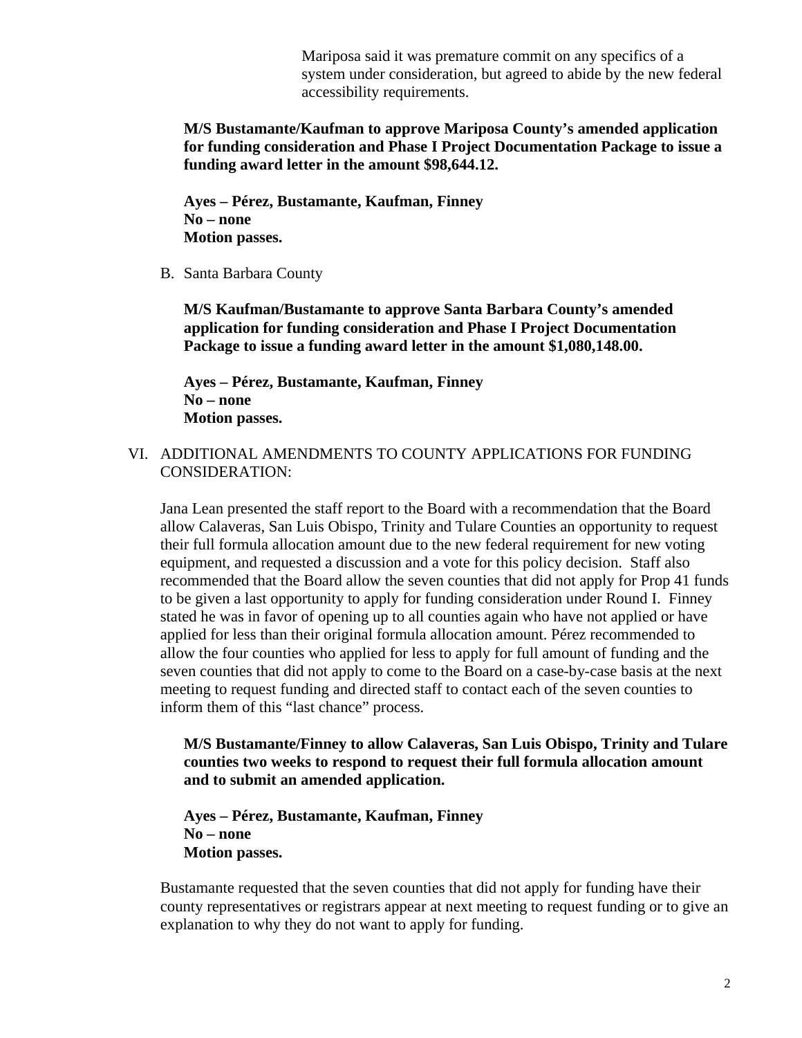Mariposa said it was premature commit on any specifics of a system under consideration, but agreed to abide by the new federal accessibility requirements.

**M/S Bustamante/Kaufman to approve Mariposa County's amended application for funding consideration and Phase I Project Documentation Package to issue a funding award letter in the amount $98,644.12.**

**Ayes – Pérez, Bustamante, Kaufman, Finney**
**No – none**
**Motion passes.**

B. Santa Barbara County

**M/S Kaufman/Bustamante to approve Santa Barbara County's amended application for funding consideration and Phase I Project Documentation Package to issue a funding award letter in the amount $1,080,148.00.**

**Ayes – Pérez, Bustamante, Kaufman, Finney**
**No – none**
**Motion passes.**

VI. ADDITIONAL AMENDMENTS TO COUNTY APPLICATIONS FOR FUNDING CONSIDERATION:

Jana Lean presented the staff report to the Board with a recommendation that the Board allow Calaveras, San Luis Obispo, Trinity and Tulare Counties an opportunity to request their full formula allocation amount due to the new federal requirement for new voting equipment, and requested a discussion and a vote for this policy decision. Staff also recommended that the Board allow the seven counties that did not apply for Prop 41 funds to be given a last opportunity to apply for funding consideration under Round I. Finney stated he was in favor of opening up to all counties again who have not applied or have applied for less than their original formula allocation amount. Pérez recommended to allow the four counties who applied for less to apply for full amount of funding and the seven counties that did not apply to come to the Board on a case-by-case basis at the next meeting to request funding and directed staff to contact each of the seven counties to inform them of this "last chance" process.

**M/S Bustamante/Finney to allow Calaveras, San Luis Obispo, Trinity and Tulare counties two weeks to respond to request their full formula allocation amount and to submit an amended application.**

**Ayes – Pérez, Bustamante, Kaufman, Finney**
**No – none**
**Motion passes.**

Bustamante requested that the seven counties that did not apply for funding have their county representatives or registrars appear at next meeting to request funding or to give an explanation to why they do not want to apply for funding.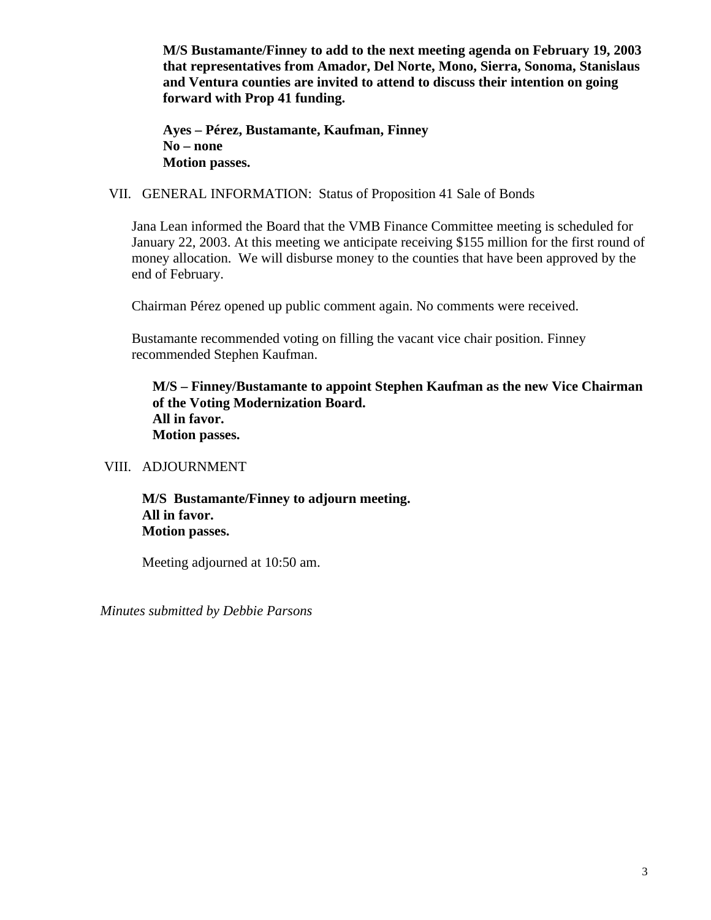**M/S Bustamante/Finney to add to the next meeting agenda on February 19, 2003 that representatives from Amador, Del Norte, Mono, Sierra, Sonoma, Stanislaus and Ventura counties are invited to attend to discuss their intention on going forward with Prop 41 funding.**

**Ayes – Pérez, Bustamante, Kaufman, Finney**
**No – none**
**Motion passes.**

VII. GENERAL INFORMATION: Status of Proposition 41 Sale of Bonds

Jana Lean informed the Board that the VMB Finance Committee meeting is scheduled for January 22, 2003. At this meeting we anticipate receiving $155 million for the first round of money allocation. We will disburse money to the counties that have been approved by the end of February.

Chairman Pérez opened up public comment again. No comments were received.

Bustamante recommended voting on filling the vacant vice chair position. Finney recommended Stephen Kaufman.

**M/S – Finney/Bustamante to appoint Stephen Kaufman as the new Vice Chairman of the Voting Modernization Board.**
**All in favor.**
**Motion passes.**

VIII. ADJOURNMENT

**M/S Bustamante/Finney to adjourn meeting.**
**All in favor.**
**Motion passes.**

Meeting adjourned at 10:50 am.

*Minutes submitted by Debbie Parsons*